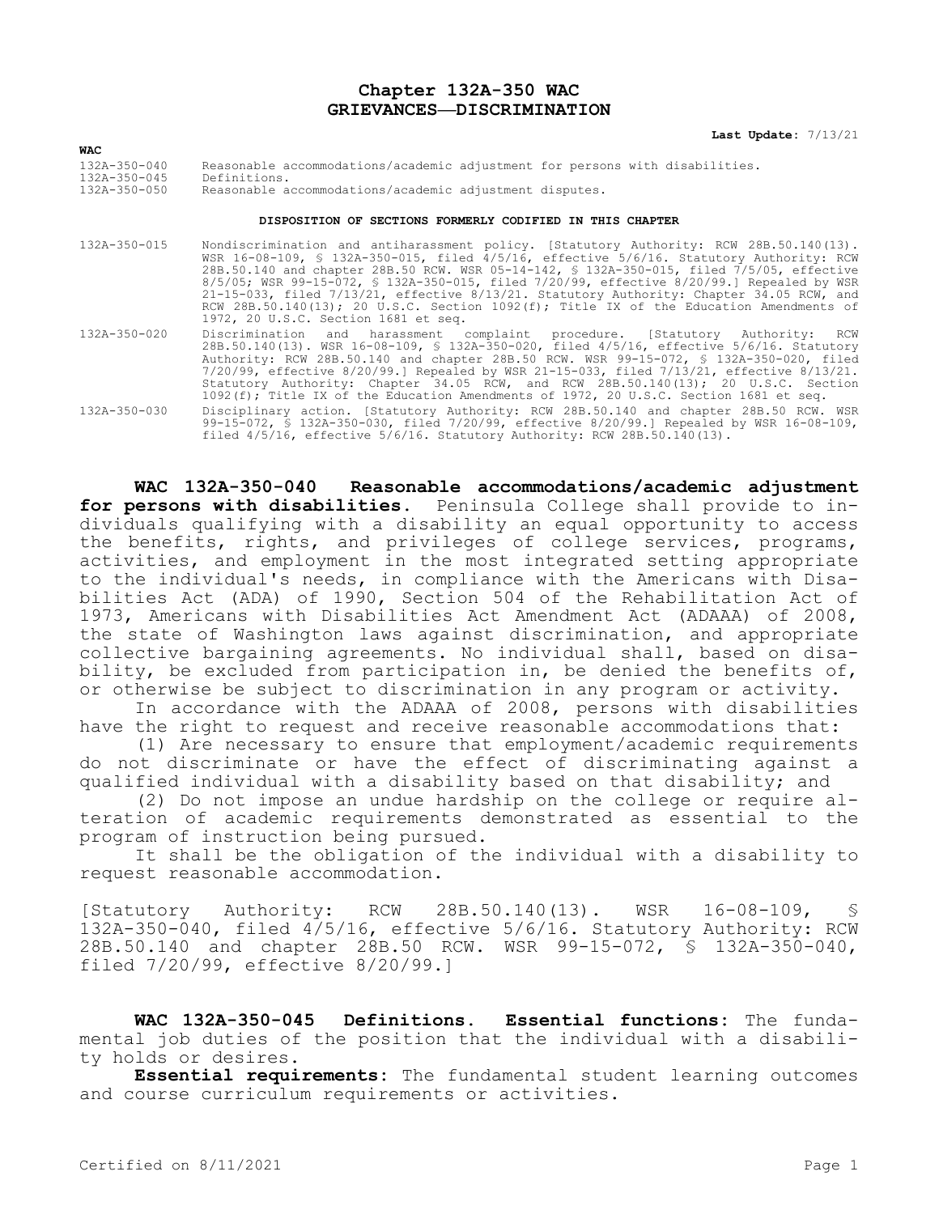# Chapter 132A-350 WAC
# GRIEVANCES—DISCRIMINATION

**Last Update:** 7/13/21

| WAC | |
|---|---|
| 132A-350-040 | Reasonable accommodations/academic adjustment for persons with disabilities. |
| 132A-350-045 | Definitions. |
| 132A-350-050 | Reasonable accommodations/academic adjustment disputes. |

**DISPOSITION OF SECTIONS FORMERLY CODIFIED IN THIS CHAPTER**

| | |
|---|---|
| 132A-350-015 | Nondiscrimination and antiharassment policy. [Statutory Authority: RCW 28B.50.140(13). WSR 16-08-109, § 132A-350-015, filed 4/5/16, effective 5/6/16. Statutory Authority: RCW 28B.50.140 and chapter 28B.50 RCW. WSR 05-14-142, § 132A-350-015, filed 7/5/05, effective 8/5/05; WSR 99-15-072, § 132A-350-015, filed 7/20/99, effective 8/20/99.] Repealed by WSR 21-15-033, filed 7/13/21, effective 8/13/21. Statutory Authority: Chapter 34.05 RCW, and RCW 28B.50.140(13); 20 U.S.C. Section 1092(f); Title IX of the Education Amendments of 1972, 20 U.S.C. Section 1681 et seq. |
| 132A-350-020 | Discrimination and harassment complaint procedure. [Statutory Authority: RCW 28B.50.140(13). WSR 16-08-109, § 132A-350-020, filed 4/5/16, effective 5/6/16. Statutory Authority: RCW 28B.50.140 and chapter 28B.50 RCW. WSR 99-15-072, § 132A-350-020, filed 7/20/99, effective 8/20/99.] Repealed by WSR 21-15-033, filed 7/13/21, effective 8/13/21. Statutory Authority: Chapter 34.05 RCW, and RCW 28B.50.140(13); 20 U.S.C. Section 1092(f); Title IX of the Education Amendments of 1972, 20 U.S.C. Section 1681 et seq. |
| 132A-350-030 | Disciplinary action. [Statutory Authority: RCW 28B.50.140 and chapter 28B.50 RCW. WSR 99-15-072, § 132A-350-030, filed 7/20/99, effective 8/20/99.] Repealed by WSR 16-08-109, filed 4/5/16, effective 5/6/16. Statutory Authority: RCW 28B.50.140(13). |

**WAC 132A-350-040 Reasonable accommodations/academic adjustment for persons with disabilities.** Peninsula College shall provide to individuals qualifying with a disability an equal opportunity to access the benefits, rights, and privileges of college services, programs, activities, and employment in the most integrated setting appropriate to the individual's needs, in compliance with the Americans with Disabilities Act (ADA) of 1990, Section 504 of the Rehabilitation Act of 1973, Americans with Disabilities Act Amendment Act (ADAAA) of 2008, the state of Washington laws against discrimination, and appropriate collective bargaining agreements. No individual shall, based on disability, be excluded from participation in, be denied the benefits of, or otherwise be subject to discrimination in any program or activity.

In accordance with the ADAAA of 2008, persons with disabilities have the right to request and receive reasonable accommodations that:

(1) Are necessary to ensure that employment/academic requirements do not discriminate or have the effect of discriminating against a qualified individual with a disability based on that disability; and

(2) Do not impose an undue hardship on the college or require alteration of academic requirements demonstrated as essential to the program of instruction being pursued.

It shall be the obligation of the individual with a disability to request reasonable accommodation.

[Statutory Authority: RCW 28B.50.140(13). WSR 16-08-109, § 132A-350-040, filed 4/5/16, effective 5/6/16. Statutory Authority: RCW 28B.50.140 and chapter 28B.50 RCW. WSR 99-15-072, § 132A-350-040, filed 7/20/99, effective 8/20/99.]

**WAC 132A-350-045 Definitions.** **Essential functions:** The fundamental job duties of the position that the individual with a disability holds or desires.

**Essential requirements:** The fundamental student learning outcomes and course curriculum requirements or activities.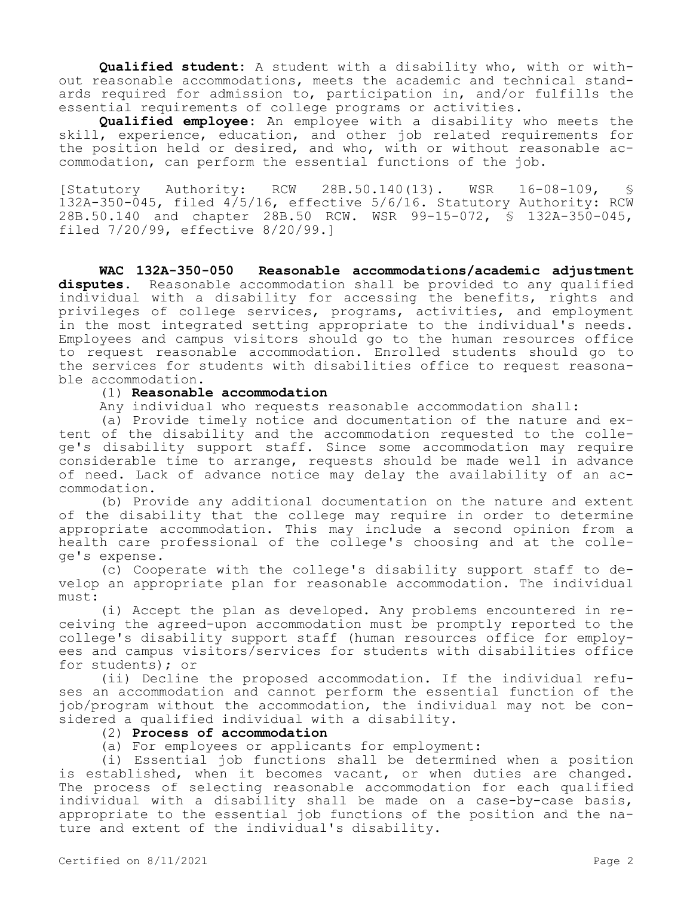**Qualified student:** A student with a disability who, with or without reasonable accommodations, meets the academic and technical standards required for admission to, participation in, and/or fulfills the essential requirements of college programs or activities.

**Qualified employee:** An employee with a disability who meets the skill, experience, education, and other job related requirements for the position held or desired, and who, with or without reasonable accommodation, can perform the essential functions of the job.

[Statutory Authority: RCW 28B.50.140(13). WSR 16-08-109, § 132A-350-045, filed 4/5/16, effective 5/6/16. Statutory Authority: RCW 28B.50.140 and chapter 28B.50 RCW. WSR 99-15-072, § 132A-350-045, filed 7/20/99, effective 8/20/99.]

**WAC 132A-350-050 Reasonable accommodations/academic adjustment disputes.** Reasonable accommodation shall be provided to any qualified individual with a disability for accessing the benefits, rights and privileges of college services, programs, activities, and employment in the most integrated setting appropriate to the individual's needs. Employees and campus visitors should go to the human resources office to request reasonable accommodation. Enrolled students should go to the services for students with disabilities office to request reasonable accommodation.

(1) **Reasonable accommodation**

Any individual who requests reasonable accommodation shall:

(a) Provide timely notice and documentation of the nature and extent of the disability and the accommodation requested to the college's disability support staff. Since some accommodation may require considerable time to arrange, requests should be made well in advance of need. Lack of advance notice may delay the availability of an accommodation.

(b) Provide any additional documentation on the nature and extent of the disability that the college may require in order to determine appropriate accommodation. This may include a second opinion from a health care professional of the college's choosing and at the college's expense.

(c) Cooperate with the college's disability support staff to develop an appropriate plan for reasonable accommodation. The individual must:

(i) Accept the plan as developed. Any problems encountered in receiving the agreed-upon accommodation must be promptly reported to the college's disability support staff (human resources office for employees and campus visitors/services for students with disabilities office for students); or

(ii) Decline the proposed accommodation. If the individual refuses an accommodation and cannot perform the essential function of the job/program without the accommodation, the individual may not be considered a qualified individual with a disability.

(2) **Process of accommodation**

(a) For employees or applicants for employment:

(i) Essential job functions shall be determined when a position is established, when it becomes vacant, or when duties are changed. The process of selecting reasonable accommodation for each qualified individual with a disability shall be made on a case-by-case basis, appropriate to the essential job functions of the position and the nature and extent of the individual's disability.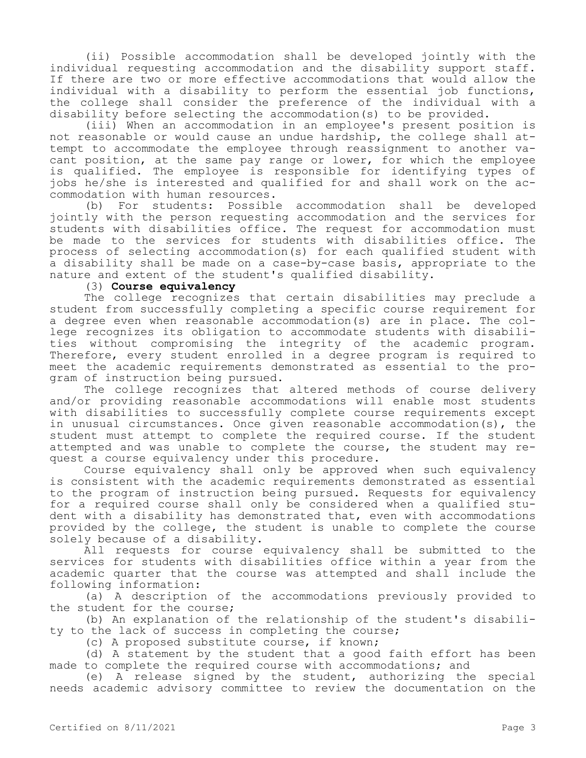(ii) Possible accommodation shall be developed jointly with the individual requesting accommodation and the disability support staff. If there are two or more effective accommodations that would allow the individual with a disability to perform the essential job functions, the college shall consider the preference of the individual with a disability before selecting the accommodation(s) to be provided.

(iii) When an accommodation in an employee's present position is not reasonable or would cause an undue hardship, the college shall attempt to accommodate the employee through reassignment to another vacant position, at the same pay range or lower, for which the employee is qualified. The employee is responsible for identifying types of jobs he/she is interested and qualified for and shall work on the accommodation with human resources.

(b) For students: Possible accommodation shall be developed jointly with the person requesting accommodation and the services for students with disabilities office. The request for accommodation must be made to the services for students with disabilities office. The process of selecting accommodation(s) for each qualified student with a disability shall be made on a case-by-case basis, appropriate to the nature and extent of the student's qualified disability.

(3) **Course equivalency**

The college recognizes that certain disabilities may preclude a student from successfully completing a specific course requirement for a degree even when reasonable accommodation(s) are in place. The college recognizes its obligation to accommodate students with disabilities without compromising the integrity of the academic program. Therefore, every student enrolled in a degree program is required to meet the academic requirements demonstrated as essential to the program of instruction being pursued.

The college recognizes that altered methods of course delivery and/or providing reasonable accommodations will enable most students with disabilities to successfully complete course requirements except in unusual circumstances. Once given reasonable accommodation(s), the student must attempt to complete the required course. If the student attempted and was unable to complete the course, the student may request a course equivalency under this procedure.

Course equivalency shall only be approved when such equivalency is consistent with the academic requirements demonstrated as essential to the program of instruction being pursued. Requests for equivalency for a required course shall only be considered when a qualified student with a disability has demonstrated that, even with accommodations provided by the college, the student is unable to complete the course solely because of a disability.

All requests for course equivalency shall be submitted to the services for students with disabilities office within a year from the academic quarter that the course was attempted and shall include the following information:

(a) A description of the accommodations previously provided to the student for the course;

(b) An explanation of the relationship of the student's disability to the lack of success in completing the course;

(c) A proposed substitute course, if known;

(d) A statement by the student that a good faith effort has been made to complete the required course with accommodations; and

(e) A release signed by the student, authorizing the special needs academic advisory committee to review the documentation on the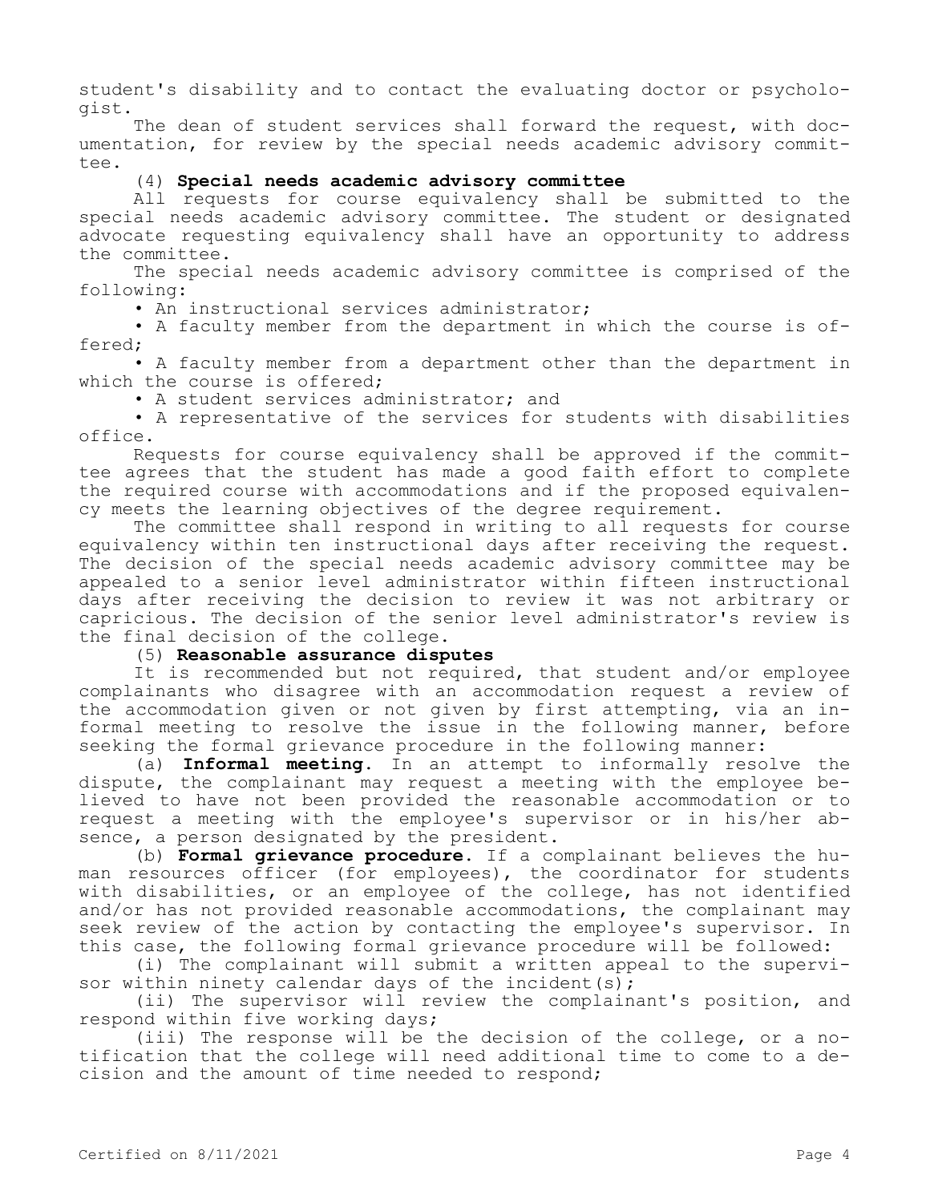student's disability and to contact the evaluating doctor or psychologist.

The dean of student services shall forward the request, with documentation, for review by the special needs academic advisory committee.

(4) **Special needs academic advisory committee**

All requests for course equivalency shall be submitted to the special needs academic advisory committee. The student or designated advocate requesting equivalency shall have an opportunity to address the committee.

The special needs academic advisory committee is comprised of the following:

• An instructional services administrator;

• A faculty member from the department in which the course is offered;

• A faculty member from a department other than the department in which the course is offered;

• A student services administrator; and

• A representative of the services for students with disabilities office.

Requests for course equivalency shall be approved if the committee agrees that the student has made a good faith effort to complete the required course with accommodations and if the proposed equivalency meets the learning objectives of the degree requirement.

The committee shall respond in writing to all requests for course equivalency within ten instructional days after receiving the request. The decision of the special needs academic advisory committee may be appealed to a senior level administrator within fifteen instructional days after receiving the decision to review it was not arbitrary or capricious. The decision of the senior level administrator's review is the final decision of the college.

(5) **Reasonable assurance disputes**

It is recommended but not required, that student and/or employee complainants who disagree with an accommodation request a review of the accommodation given or not given by first attempting, via an informal meeting to resolve the issue in the following manner, before seeking the formal grievance procedure in the following manner:

(a) **Informal meeting.** In an attempt to informally resolve the dispute, the complainant may request a meeting with the employee believed to have not been provided the reasonable accommodation or to request a meeting with the employee's supervisor or in his/her absence, a person designated by the president.

(b) **Formal grievance procedure.** If a complainant believes the human resources officer (for employees), the coordinator for students with disabilities, or an employee of the college, has not identified and/or has not provided reasonable accommodations, the complainant may seek review of the action by contacting the employee's supervisor. In this case, the following formal grievance procedure will be followed:

(i) The complainant will submit a written appeal to the supervisor within ninety calendar days of the incident(s);

(ii) The supervisor will review the complainant's position, and respond within five working days;

(iii) The response will be the decision of the college, or a notification that the college will need additional time to come to a decision and the amount of time needed to respond;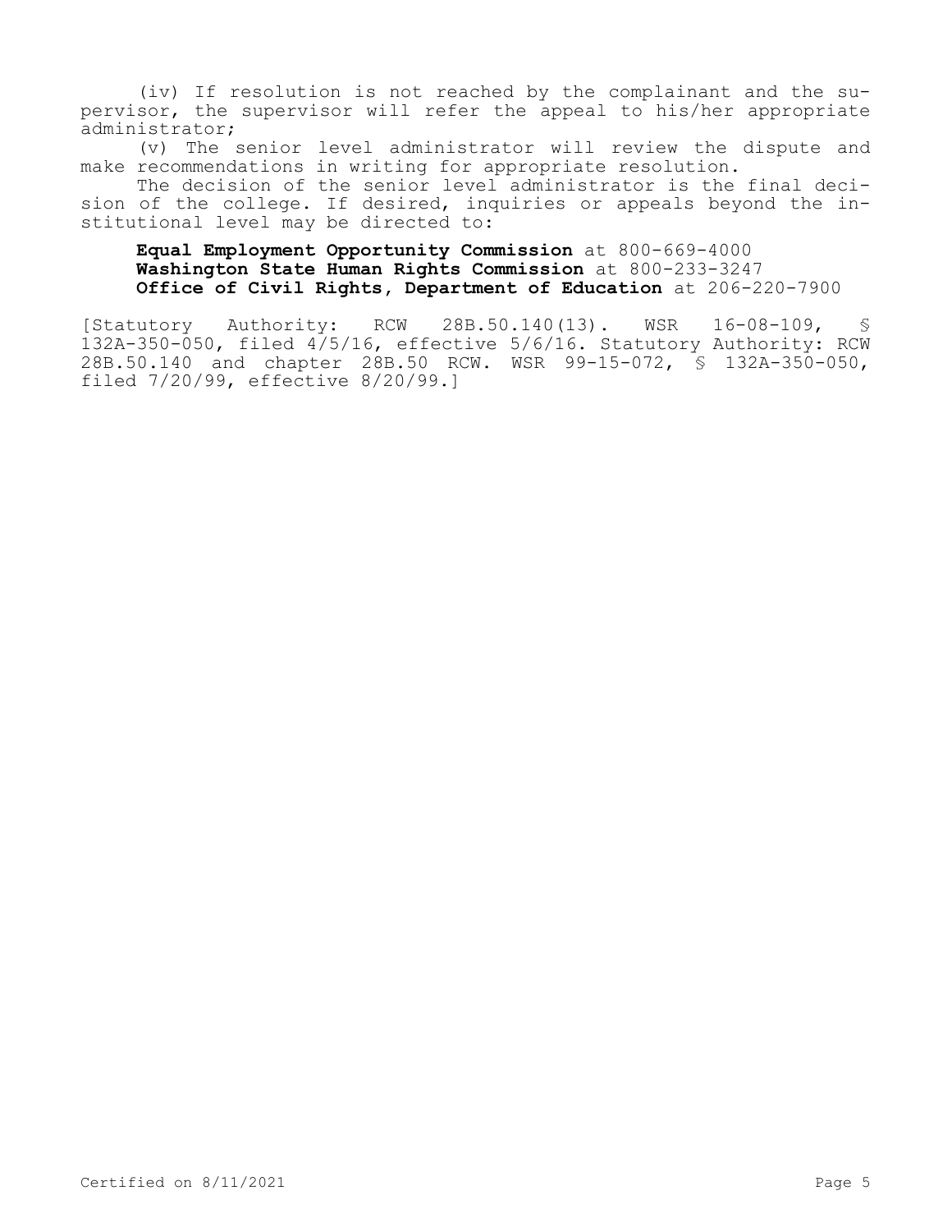(iv) If resolution is not reached by the complainant and the supervisor, the supervisor will refer the appeal to his/her appropriate administrator;

(v) The senior level administrator will review the dispute and make recommendations in writing for appropriate resolution.

The decision of the senior level administrator is the final decision of the college. If desired, inquiries or appeals beyond the institutional level may be directed to:

**Equal Employment Opportunity Commission** at 800-669-4000
**Washington State Human Rights Commission** at 800-233-3247
**Office of Civil Rights, Department of Education** at 206-220-7900

[Statutory Authority: RCW 28B.50.140(13). WSR 16-08-109, § 132A-350-050, filed 4/5/16, effective 5/6/16. Statutory Authority: RCW 28B.50.140 and chapter 28B.50 RCW. WSR 99-15-072, § 132A-350-050, filed 7/20/99, effective 8/20/99.]